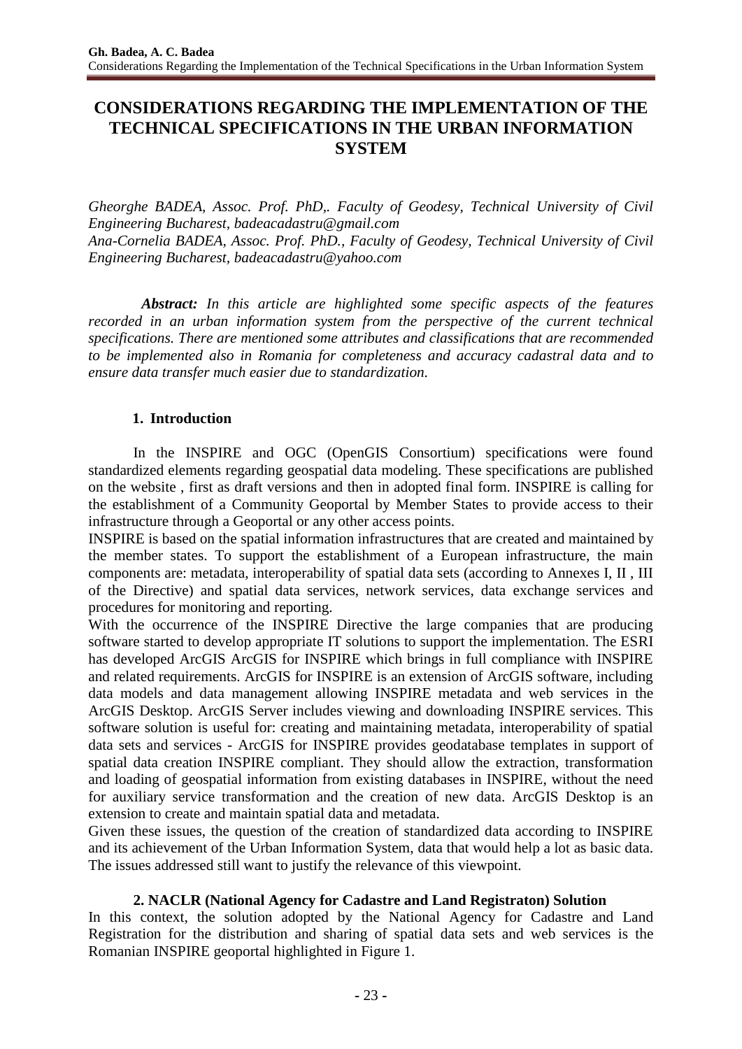# CONSIDERATIONS REGARDING THE IMPLEMENTATION OF THE TECHNICAL SPECIFICATIONS IN THE URBAN INFORMATION SYSTEM

*Gheorghe BADEA, Assoc. Prof. PhD,. Faculty of Geodesy, Technical University of Civil Engineering Bucharest, badeacadastru@gmail.com*
*Ana-Cornelia BADEA, Assoc. Prof. PhD., Faculty of Geodesy, Technical University of Civil Engineering Bucharest, badeacadastru@yahoo.com*

***Abstract:*** *In this article are highlighted some specific aspects of the features recorded in an urban information system from the perspective of the current technical specifications. There are mentioned some attributes and classifications that are recommended to be implemented also in Romania for completeness and accuracy cadastral data and to ensure data transfer much easier due to standardization.*

## 1. Introduction

In the INSPIRE and OGC (OpenGIS Consortium) specifications were found standardized elements regarding geospatial data modeling. These specifications are published on the website , first as draft versions and then in adopted final form. INSPIRE is calling for the establishment of a Community Geoportal by Member States to provide access to their infrastructure through a Geoportal or any other access points.

INSPIRE is based on the spatial information infrastructures that are created and maintained by the member states. To support the establishment of a European infrastructure, the main components are: metadata, interoperability of spatial data sets (according to Annexes I, II , III of the Directive) and spatial data services, network services, data exchange services and procedures for monitoring and reporting.

With the occurrence of the INSPIRE Directive the large companies that are producing software started to develop appropriate IT solutions to support the implementation. The ESRI has developed ArcGIS ArcGIS for INSPIRE which brings in full compliance with INSPIRE and related requirements. ArcGIS for INSPIRE is an extension of ArcGIS software, including data models and data management allowing INSPIRE metadata and web services in the ArcGIS Desktop. ArcGIS Server includes viewing and downloading INSPIRE services. This software solution is useful for: creating and maintaining metadata, interoperability of spatial data sets and services - ArcGIS for INSPIRE provides geodatabase templates in support of spatial data creation INSPIRE compliant. They should allow the extraction, transformation and loading of geospatial information from existing databases in INSPIRE, without the need for auxiliary service transformation and the creation of new data. ArcGIS Desktop is an extension to create and maintain spatial data and metadata.

Given these issues, the question of the creation of standardized data according to INSPIRE and its achievement of the Urban Information System, data that would help a lot as basic data. The issues addressed still want to justify the relevance of this viewpoint.

## 2. NACLR (National Agency for Cadastre and Land Registraton) Solution

In this context, the solution adopted by the National Agency for Cadastre and Land Registration for the distribution and sharing of spatial data sets and web services is the Romanian INSPIRE geoportal highlighted in Figure 1.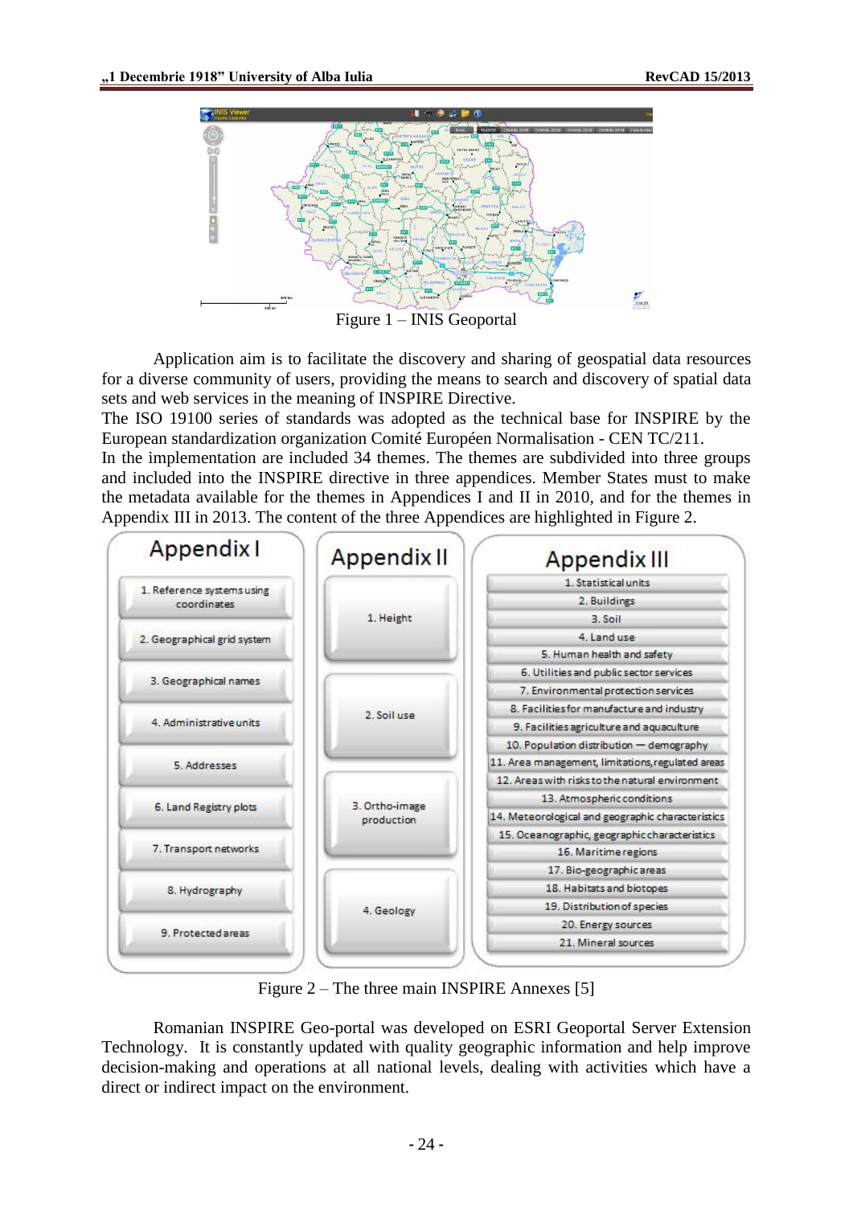Figure 1 – INIS Geoportal

Application aim is to facilitate the discovery and sharing of geospatial data resources for a diverse community of users, providing the means to search and discovery of spatial data sets and web services in the meaning of INSPIRE Directive.

The ISO 19100 series of standards was adopted as the technical base for INSPIRE by the European standardization organization Comité Européen Normalisation - CEN TC/211.

In the implementation are included 34 themes. The themes are subdivided into three groups and included into the INSPIRE directive in three appendices. Member States must to make the metadata available for the themes in Appendices I and II in 2010, and for the themes in Appendix III in 2013. The content of the three Appendices are highlighted in Figure 2.

| Appendix I | Appendix II | Appendix III |
|---|---|---|
| 1. Reference systems using coordinates | 1. Height | 1. Statistical units |
| 2. Geographical grid system | 2. Soil use | 2. Buildings |
| 3. Geographical names | 3. Ortho-image production | 3. Soil |
| 4. Administrative units | 4. Geology | 4. Land use |
| 5. Addresses | | 5. Human health and safety |
| 6. Land Registry plots | | 6. Utilities and public sector services |
| 7. Transport networks | | 7. Environmental protection services |
| 8. Hydrography | | 8. Facilities for manufacture and industry |
| 9. Protected areas | | 9. Facilities agriculture and aquaculture |
| | | 10. Population distribution — demography |
| | | 11. Area management, limitations, regulated areas |
| | | 12. Areas with risks to the natural environment |
| | | 13. Atmospheric conditions |
| | | 14. Meteorological and geographic characteristics |
| | | 15. Oceanographic, geographic characteristics |
| | | 16. Maritime regions |
| | | 17. Bio-geographic areas |
| | | 18. Habitats and biotopes |
| | | 19. Distribution of species |
| | | 20. Energy sources |
| | | 21. Mineral sources |

Figure 2 – The three main INSPIRE Annexes [5]

Romanian INSPIRE Geo-portal was developed on ESRI Geoportal Server Extension Technology. It is constantly updated with quality geographic information and help improve decision-making and operations at all national levels, dealing with activities which have a direct or indirect impact on the environment.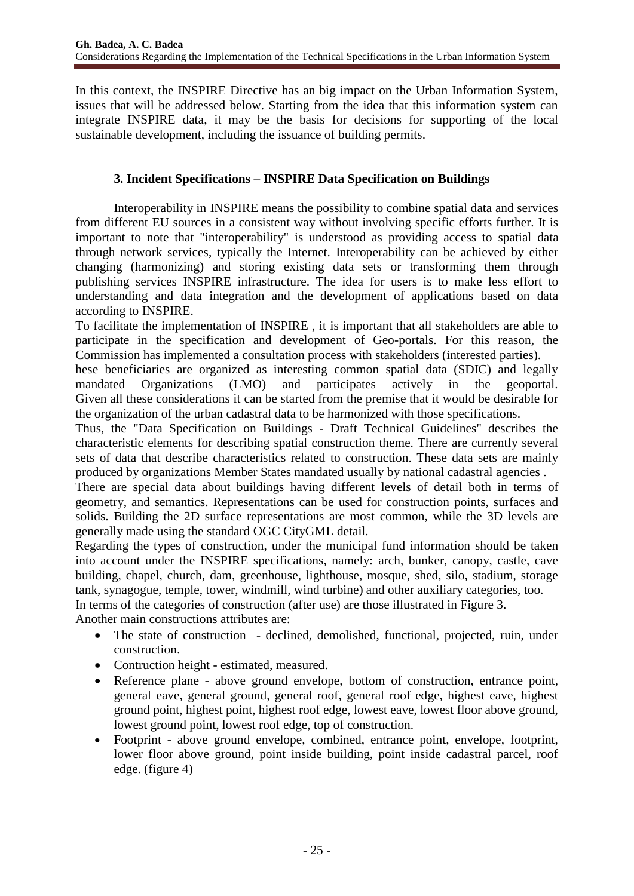In this context, the INSPIRE Directive has an big impact on the Urban Information System, issues that will be addressed below. Starting from the idea that this information system can integrate INSPIRE data, it may be the basis for decisions for supporting of the local sustainable development, including the issuance of building permits.

### 3. Incident Specifications – INSPIRE Data Specification on Buildings

Interoperability in INSPIRE means the possibility to combine spatial data and services from different EU sources in a consistent way without involving specific efforts further. It is important to note that "interoperability" is understood as providing access to spatial data through network services, typically the Internet. Interoperability can be achieved by either changing (harmonizing) and storing existing data sets or transforming them through publishing services INSPIRE infrastructure. The idea for users is to make less effort to understanding and data integration and the development of applications based on data according to INSPIRE.

To facilitate the implementation of INSPIRE , it is important that all stakeholders are able to participate in the specification and development of Geo-portals. For this reason, the Commission has implemented a consultation process with stakeholders (interested parties).

hese beneficiaries are organized as interesting common spatial data (SDIC) and legally mandated Organizations (LMO) and participates actively in the geoportal. Given all these considerations it can be started from the premise that it would be desirable for the organization of the urban cadastral data to be harmonized with those specifications.

Thus, the "Data Specification on Buildings - Draft Technical Guidelines" describes the characteristic elements for describing spatial construction theme. There are currently several sets of data that describe characteristics related to construction. These data sets are mainly produced by organizations Member States mandated usually by national cadastral agencies .

There are special data about buildings having different levels of detail both in terms of geometry, and semantics. Representations can be used for construction points, surfaces and solids. Building the 2D surface representations are most common, while the 3D levels are generally made using the standard OGC CityGML detail.

Regarding the types of construction, under the municipal fund information should be taken into account under the INSPIRE specifications, namely: arch, bunker, canopy, castle, cave building, chapel, church, dam, greenhouse, lighthouse, mosque, shed, silo, stadium, storage tank, synagogue, temple, tower, windmill, wind turbine) and other auxiliary categories, too.

In terms of the categories of construction (after use) are those illustrated in Figure 3.

Another main constructions attributes are:

- The state of construction - declined, demolished, functional, projected, ruin, under construction.
- Contruction height - estimated, measured.
- Reference plane - above ground envelope, bottom of construction, entrance point, general eave, general ground, general roof, general roof edge, highest eave, highest ground point, highest point, highest roof edge, lowest eave, lowest floor above ground, lowest ground point, lowest roof edge, top of construction.
- Footprint - above ground envelope, combined, entrance point, envelope, footprint, lower floor above ground, point inside building, point inside cadastral parcel, roof edge. (figure 4)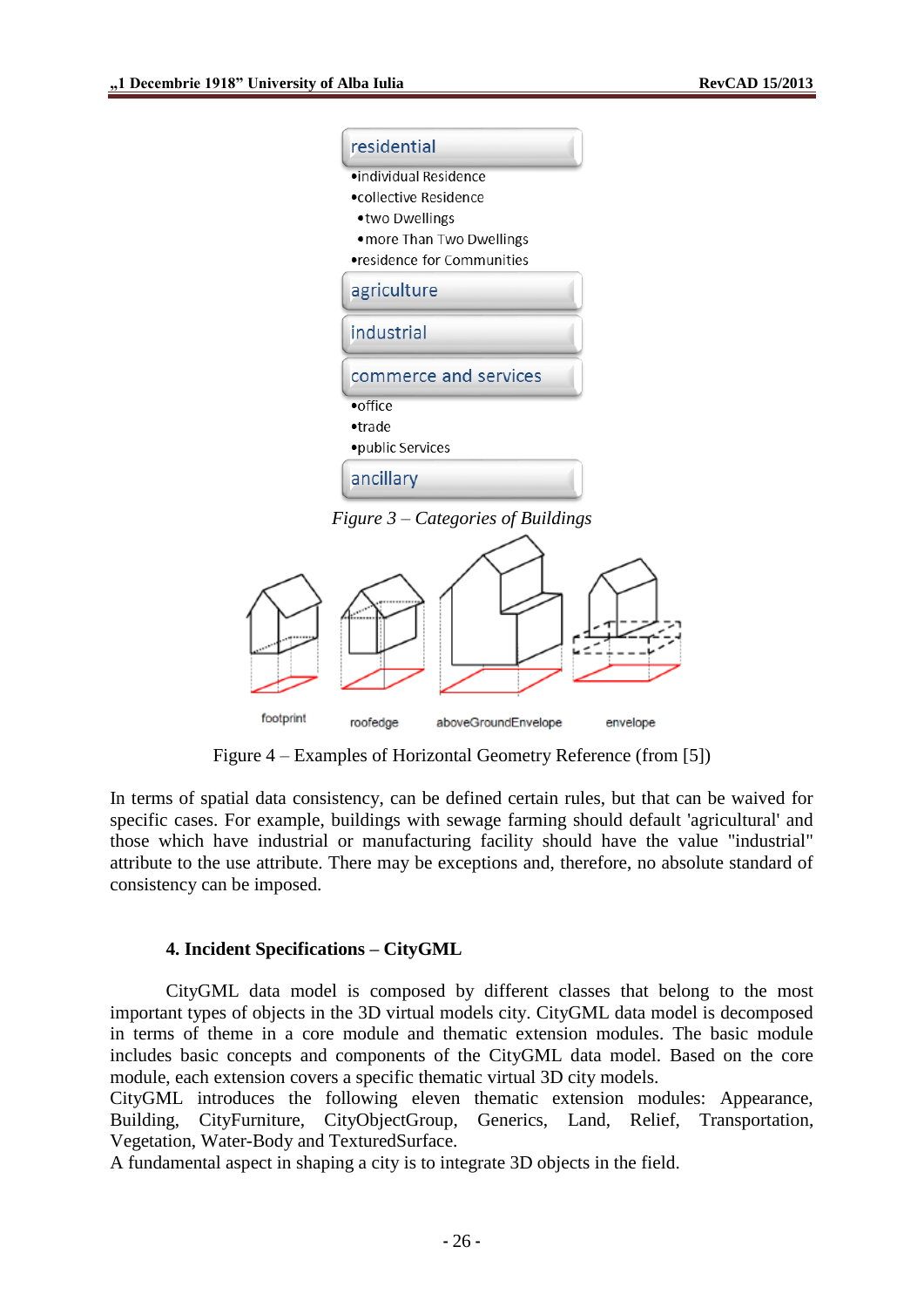residential

- individual Residence
- collective Residence
  - two Dwellings
  - more Than Two Dwellings
- residence for Communities

agriculture

industrial

commerce and services

- office
- trade
- public Services

ancillary

*Figure 3 – Categories of Buildings*

footprint    roofedge    aboveGroundEnvelope    envelope

Figure 4 – Examples of Horizontal Geometry Reference (from [5])

In terms of spatial data consistency, can be defined certain rules, but that can be waived for specific cases. For example, buildings with sewage farming should default 'agricultural' and those which have industrial or manufacturing facility should have the value "industrial" attribute to the use attribute. There may be exceptions and, therefore, no absolute standard of consistency can be imposed.

## 4. Incident Specifications – CityGML

CityGML data model is composed by different classes that belong to the most important types of objects in the 3D virtual models city. CityGML data model is decomposed in terms of theme in a core module and thematic extension modules. The basic module includes basic concepts and components of the CityGML data model. Based on the core module, each extension covers a specific thematic virtual 3D city models.

CityGML introduces the following eleven thematic extension modules: Appearance, Building, CityFurniture, CityObjectGroup, Generics, Land, Relief, Transportation, Vegetation, Water-Body and TexturedSurface.

A fundamental aspect in shaping a city is to integrate 3D objects in the field.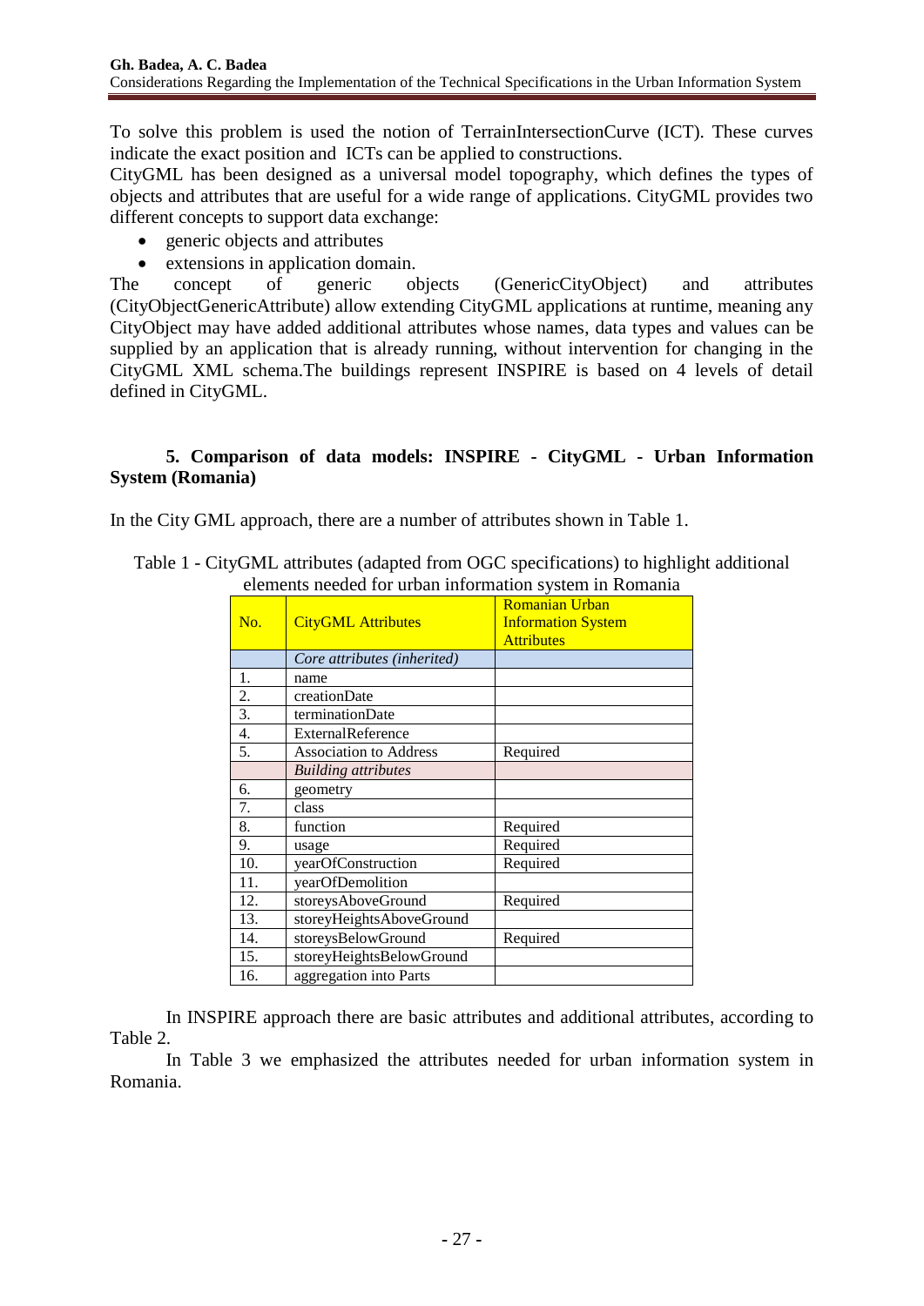To solve this problem is used the notion of TerrainIntersectionCurve (ICT). These curves indicate the exact position and ICTs can be applied to constructions.
CityGML has been designed as a universal model topography, which defines the types of objects and attributes that are useful for a wide range of applications. CityGML provides two different concepts to support data exchange:

- generic objects and attributes
- extensions in application domain.

The concept of generic objects (GenericCityObject) and attributes (CityObjectGenericAttribute) allow extending CityGML applications at runtime, meaning any CityObject may have added additional attributes whose names, data types and values can be supplied by an application that is already running, without intervention for changing in the CityGML XML schema.The buildings represent INSPIRE is based on 4 levels of detail defined in CityGML.

## 5. Comparison of data models: INSPIRE - CityGML - Urban Information System (Romania)

In the City GML approach, there are a number of attributes shown in Table 1.

Table 1 - CityGML attributes (adapted from OGC specifications) to highlight additional elements needed for urban information system in Romania

| No. | CityGML Attributes | Romanian Urban Information System Attributes |
|---|---|---|
| | *Core attributes (inherited)* | |
| 1. | name | |
| 2. | creationDate | |
| 3. | terminationDate | |
| 4. | ExternalReference | |
| 5. | Association to Address | Required |
| | *Building attributes* | |
| 6. | geometry | |
| 7. | class | |
| 8. | function | Required |
| 9. | usage | Required |
| 10. | yearOfConstruction | Required |
| 11. | yearOfDemolition | |
| 12. | storeysAboveGround | Required |
| 13. | storeyHeightsAboveGround | |
| 14. | storeysBelowGround | Required |
| 15. | storeyHeightsBelowGround | |
| 16. | aggregation into Parts | |

In INSPIRE approach there are basic attributes and additional attributes, according to Table 2.

In Table 3 we emphasized the attributes needed for urban information system in Romania.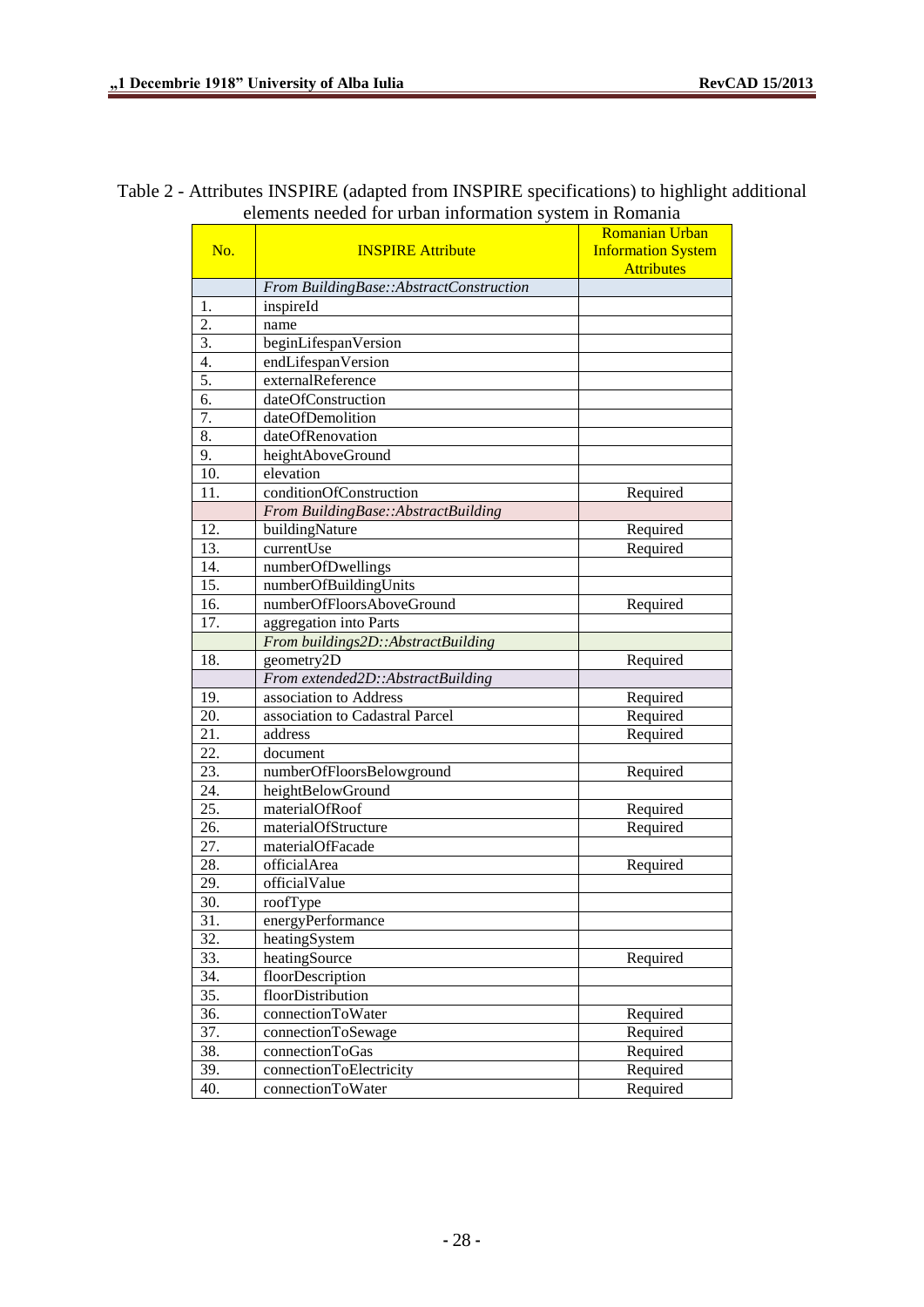Table 2 - Attributes INSPIRE (adapted from INSPIRE specifications) to highlight additional elements needed for urban information system in Romania

| No. | INSPIRE Attribute | Romanian Urban Information System Attributes |
|---|---|---|
| | *From BuildingBase::AbstractConstruction* | |
| 1. | inspireId | |
| 2. | name | |
| 3. | beginLifespanVersion | |
| 4. | endLifespanVersion | |
| 5. | externalReference | |
| 6. | dateOfConstruction | |
| 7. | dateOfDemolition | |
| 8. | dateOfRenovation | |
| 9. | heightAboveGround | |
| 10. | elevation | |
| 11. | conditionOfConstruction | Required |
| | *From BuildingBase::AbstractBuilding* | |
| 12. | buildingNature | Required |
| 13. | currentUse | Required |
| 14. | numberOfDwellings | |
| 15. | numberOfBuildingUnits | |
| 16. | numberOfFloorsAboveGround | Required |
| 17. | aggregation into Parts | |
| | *From buildings2D::AbstractBuilding* | |
| 18. | geometry2D | Required |
| | *From extended2D::AbstractBuilding* | |
| 19. | association to Address | Required |
| 20. | association to Cadastral Parcel | Required |
| 21. | address | Required |
| 22. | document | |
| 23. | numberOfFloorsBelowground | Required |
| 24. | heightBelowGround | |
| 25. | materialOfRoof | Required |
| 26. | materialOfStructure | Required |
| 27. | materialOfFacade | |
| 28. | officialArea | Required |
| 29. | officialValue | |
| 30. | roofType | |
| 31. | energyPerformance | |
| 32. | heatingSystem | |
| 33. | heatingSource | Required |
| 34. | floorDescription | |
| 35. | floorDistribution | |
| 36. | connectionToWater | Required |
| 37. | connectionToSewage | Required |
| 38. | connectionToGas | Required |
| 39. | connectionToElectricity | Required |
| 40. | connectionToWater | Required |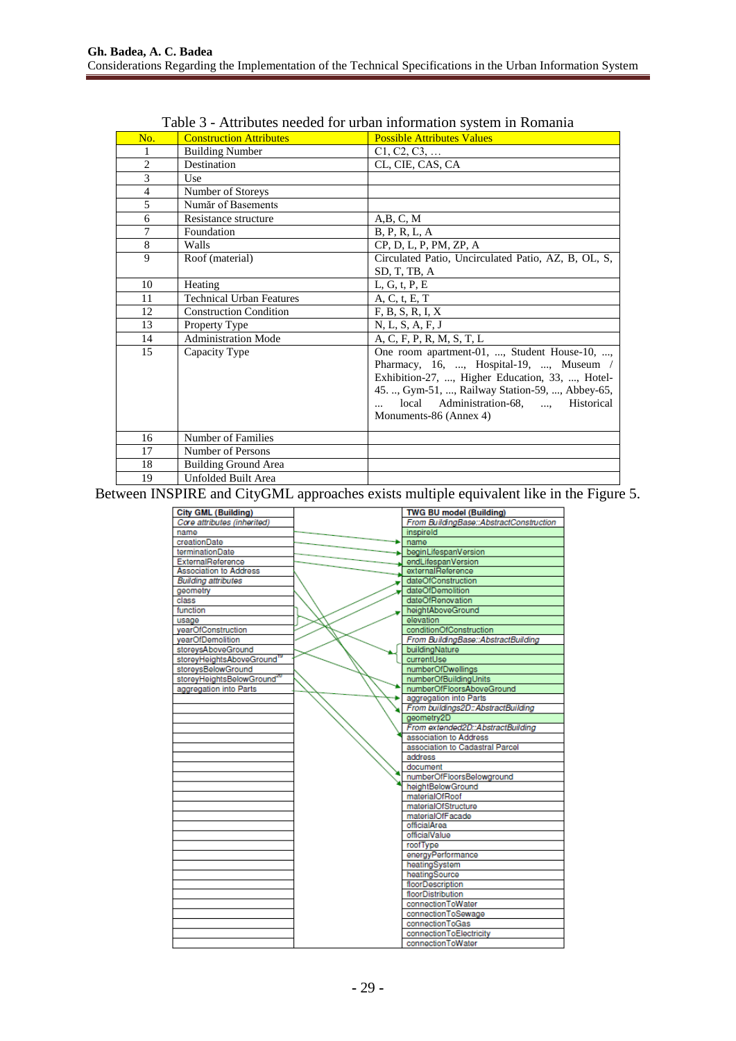Table 3 - Attributes needed for urban information system in Romania

| No. | Construction Attributes | Possible Attributes Values |
|---|---|---|
| 1 | Building Number | C1, C2, C3, … |
| 2 | Destination | CL, CIE, CAS, CA |
| 3 | Use | |
| 4 | Number of Storeys | |
| 5 | Număr of Basements | |
| 6 | Resistance structure | A,B, C, M |
| 7 | Foundation | B, P, R, L, A |
| 8 | Walls | CP, D, L, P, PM, ZP, A |
| 9 | Roof (material) | Circulated Patio, Uncirculated Patio, AZ, B, OL, S, SD, T, TB, A |
| 10 | Heating | L, G, t, P, E |
| 11 | Technical Urban Features | A, C, t, E, T |
| 12 | Construction Condition | F, B, S, R, I, X |
| 13 | Property Type | N, L, S, A, F, J |
| 14 | Administration Mode | A, C, F, P, R, M, S, T, L |
| 15 | Capacity Type | One room apartment-01, ..., Student House-10, ..., Pharmacy, 16, ..., Hospital-19, ..., Museum / Exhibition-27, ..., Higher Education, 33, ..., Hotel-45. .., Gym-51, ..., Railway Station-59, ..., Abbey-65, ... local Administration-68, ..., Historical Monuments-86 (Annex 4) |
| 16 | Number of Families | |
| 17 | Number of Persons | |
| 18 | Building Ground Area | |
| 19 | Unfolded Built Area | |

Between INSPIRE and CityGML approaches exists multiple equivalent like in the Figure 5.

| City GML (Building) | TWG BU model (Building) |
|---|---|
| *Core attributes (inherited)* | *From BuildingBase::AbstractConstruction* |
| name | inspireId |
| creationDate | name |
| terminationDate | beginLifespanVersion |
| ExternalReference | endLifespanVersion |
| Association to Address | externalReference |
| *Building attributes* | dateOfConstruction |
| geometry | dateOfDemolition |
| class | dateOfRenovation |
| function | heightAboveGround |
| usage | elevation |
| yearOfConstruction | conditionOfConstruction |
| yearOfDemolition | *From BuildingBase::AbstractBuilding* |
| storeysAboveGround | buildingNature |
| storeyHeightsAboveGround[19] | currentUse |
| storeysBelowGround | numberOfDwellings |
| storeyHeightsBelowGround[20] | numberOfBuildingUnits |
| aggregation into Parts | numberOfFloorsAboveGround |
| | aggregation into Parts |
| | *From buildings2D::AbstractBuilding* |
| | geometry2D |
| | *From extended2D::AbstractBuilding* |
| | association to Address |
| | association to Cadastral Parcel |
| | address |
| | document |
| | numberOfFloorsBelowground |
| | heightBelowGround |
| | materialOfRoof |
| | materialOfStructure |
| | materialOfFacade |
| | officialArea |
| | officialValue |
| | roofType |
| | energyPerformance |
| | heatingSystem |
| | heatingSource |
| | floorDescription |
| | floorDistribution |
| | connectionToWater |
| | connectionToSewage |
| | connectionToGas |
| | connectionToElectricity |
| | connectionToWater |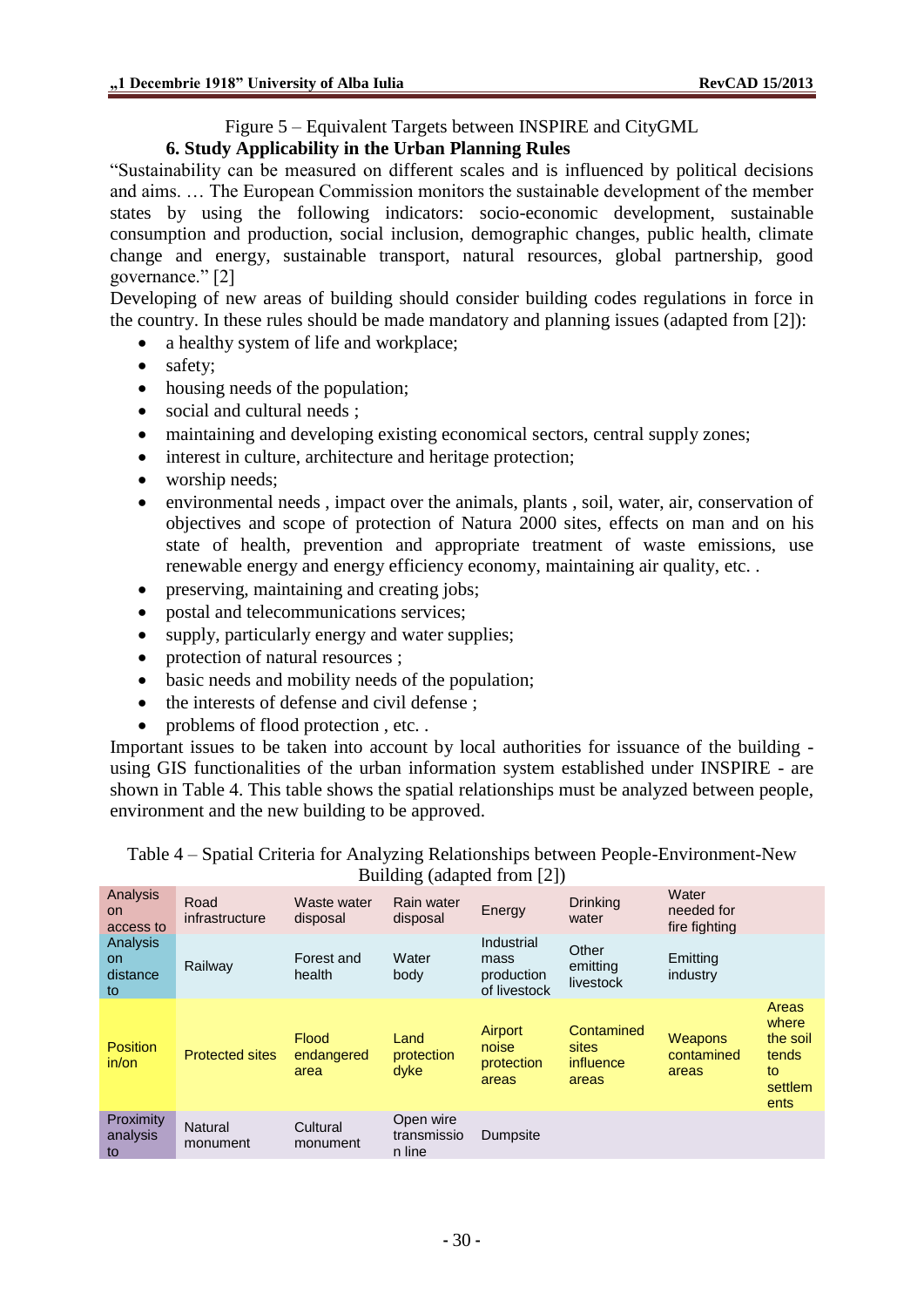Figure 5 – Equivalent Targets between INSPIRE and CityGML

## 6. Study Applicability in the Urban Planning Rules

"Sustainability can be measured on different scales and is influenced by political decisions and aims. … The European Commission monitors the sustainable development of the member states by using the following indicators: socio-economic development, sustainable consumption and production, social inclusion, demographic changes, public health, climate change and energy, sustainable transport, natural resources, global partnership, good governance." [2]

Developing of new areas of building should consider building codes regulations in force in the country. In these rules should be made mandatory and planning issues (adapted from [2]):

- a healthy system of life and workplace;
- safety;
- housing needs of the population;
- social and cultural needs ;
- maintaining and developing existing economical sectors, central supply zones;
- interest in culture, architecture and heritage protection;
- worship needs;
- environmental needs , impact over the animals, plants , soil, water, air, conservation of objectives and scope of protection of Natura 2000 sites, effects on man and on his state of health, prevention and appropriate treatment of waste emissions, use renewable energy and energy efficiency economy, maintaining air quality, etc. .
- preserving, maintaining and creating jobs;
- postal and telecommunications services;
- supply, particularly energy and water supplies;
- protection of natural resources ;
- basic needs and mobility needs of the population;
- the interests of defense and civil defense ;
- problems of flood protection , etc. .

Important issues to be taken into account by local authorities for issuance of the building - using GIS functionalities of the urban information system established under INSPIRE - are shown in Table 4. This table shows the spatial relationships must be analyzed between people, environment and the new building to be approved.

Table 4 – Spatial Criteria for Analyzing Relationships between People-Environment-New Building (adapted from [2])

| | | | | | | | |
|---|---|---|---|---|---|---|---|
| Analysis on access to | Road infrastructure | Waste water disposal | Rain water disposal | Energy | Drinking water | Water needed for fire fighting | |
| Analysis on distance to | Railway | Forest and health | Water body | Industrial mass production of livestock | Other emitting livestock | Emitting industry | |
| Position in/on | Protected sites | Flood endangered area | Land protection dyke | Airport noise protection areas | Contamined sites influence areas | Weapons contamined areas | Areas where the soil tends to settlements |
| Proximity analysis to | Natural monument | Cultural monument | Open wire transmission line | Dumpsite | | | |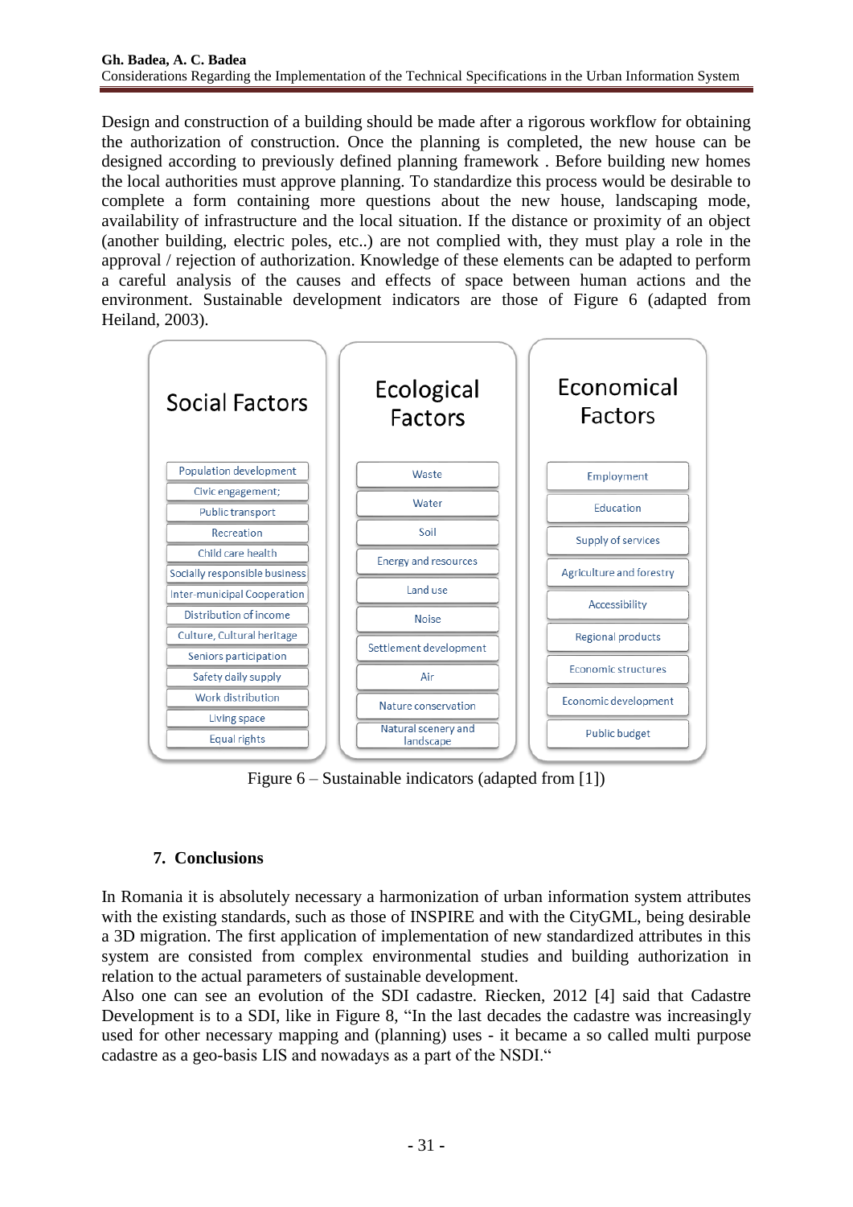Design and construction of a building should be made after a rigorous workflow for obtaining the authorization of construction. Once the planning is completed, the new house can be designed according to previously defined planning framework . Before building new homes the local authorities must approve planning. To standardize this process would be desirable to complete a form containing more questions about the new house, landscaping mode, availability of infrastructure and the local situation. If the distance or proximity of an object (another building, electric poles, etc..) are not complied with, they must play a role in the approval / rejection of authorization. Knowledge of these elements can be adapted to perform a careful analysis of the causes and effects of space between human actions and the environment. Sustainable development indicators are those of Figure 6 (adapted from Heiland, 2003).

| Social Factors | Ecological Factors | Economical Factors |
|---|---|---|
| Population development | Waste | Employment |
| Civic engagement; | Water | Education |
| Public transport | Soil | Supply of services |
| Recreation | Energy and resources | Agriculture and forestry |
| Child care health | Land use | Accessibility |
| Socially responsible business | Noise | Regional products |
| Inter-municipal Cooperation | Settlement development | Economic structures |
| Distribution of income | Air | Economic development |
| Culture, Cultural heritage | Nature conservation | Public budget |
| Seniors participation | Natural scenery and landscape | |
| Safety daily supply | | |
| Work distribution | | |
| Living space | | |
| Equal rights | | |

Figure 6 – Sustainable indicators (adapted from [1])

## 7. Conclusions

In Romania it is absolutely necessary a harmonization of urban information system attributes with the existing standards, such as those of INSPIRE and with the CityGML, being desirable a 3D migration. The first application of implementation of new standardized attributes in this system are consisted from complex environmental studies and building authorization in relation to the actual parameters of sustainable development.

Also one can see an evolution of the SDI cadastre. Riecken, 2012 [4] said that Cadastre Development is to a SDI, like in Figure 8, "In the last decades the cadastre was increasingly used for other necessary mapping and (planning) uses - it became a so called multi purpose cadastre as a geo-basis LIS and nowadays as a part of the NSDI."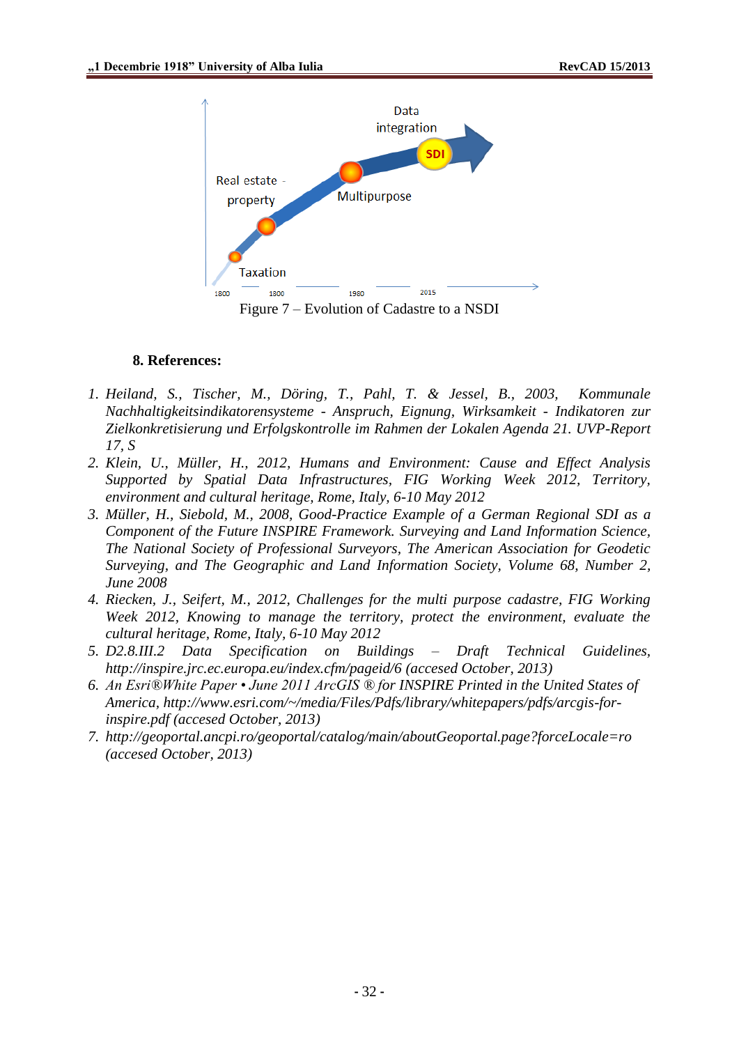Data integration

SDI

Real estate - property

Multipurpose

Taxation

1800

1900

1980

2015

Figure 7 – Evolution of Cadastre to a NSDI

## 8. References:

1. *Heiland, S., Tischer, M., Döring, T., Pahl, T. & Jessel, B., 2003, Kommunale Nachhaltigkeitsindikatorensysteme - Anspruch, Eignung, Wirksamkeit - Indikatoren zur Zielkonkretisierung und Erfolgskontrolle im Rahmen der Lokalen Agenda 21. UVP-Report 17, S*
2. *Klein, U., Müller, H., 2012, Humans and Environment: Cause and Effect Analysis Supported by Spatial Data Infrastructures, FIG Working Week 2012, Territory, environment and cultural heritage, Rome, Italy, 6-10 May 2012*
3. *Müller, H., Siebold, M., 2008, Good-Practice Example of a German Regional SDI as a Component of the Future INSPIRE Framework. Surveying and Land Information Science, The National Society of Professional Surveyors, The American Association for Geodetic Surveying, and The Geographic and Land Information Society, Volume 68, Number 2, June 2008*
4. *Riecken, J., Seifert, M., 2012, Challenges for the multi purpose cadastre, FIG Working Week 2012, Knowing to manage the territory, protect the environment, evaluate the cultural heritage, Rome, Italy, 6-10 May 2012*
5. *D2.8.III.2 Data Specification on Buildings – Draft Technical Guidelines, http://inspire.jrc.ec.europa.eu/index.cfm/pageid/6 (accesed October, 2013)*
6. *An Esri®White Paper • June 2011 ArcGIS ® for INSPIRE Printed in the United States of America, http://www.esri.com/~/media/Files/Pdfs/library/whitepapers/pdfs/arcgis-for-inspire.pdf (accesed October, 2013)*
7. *http://geoportal.ancpi.ro/geoportal/catalog/main/aboutGeoportal.page?forceLocale=ro (accesed October, 2013)*